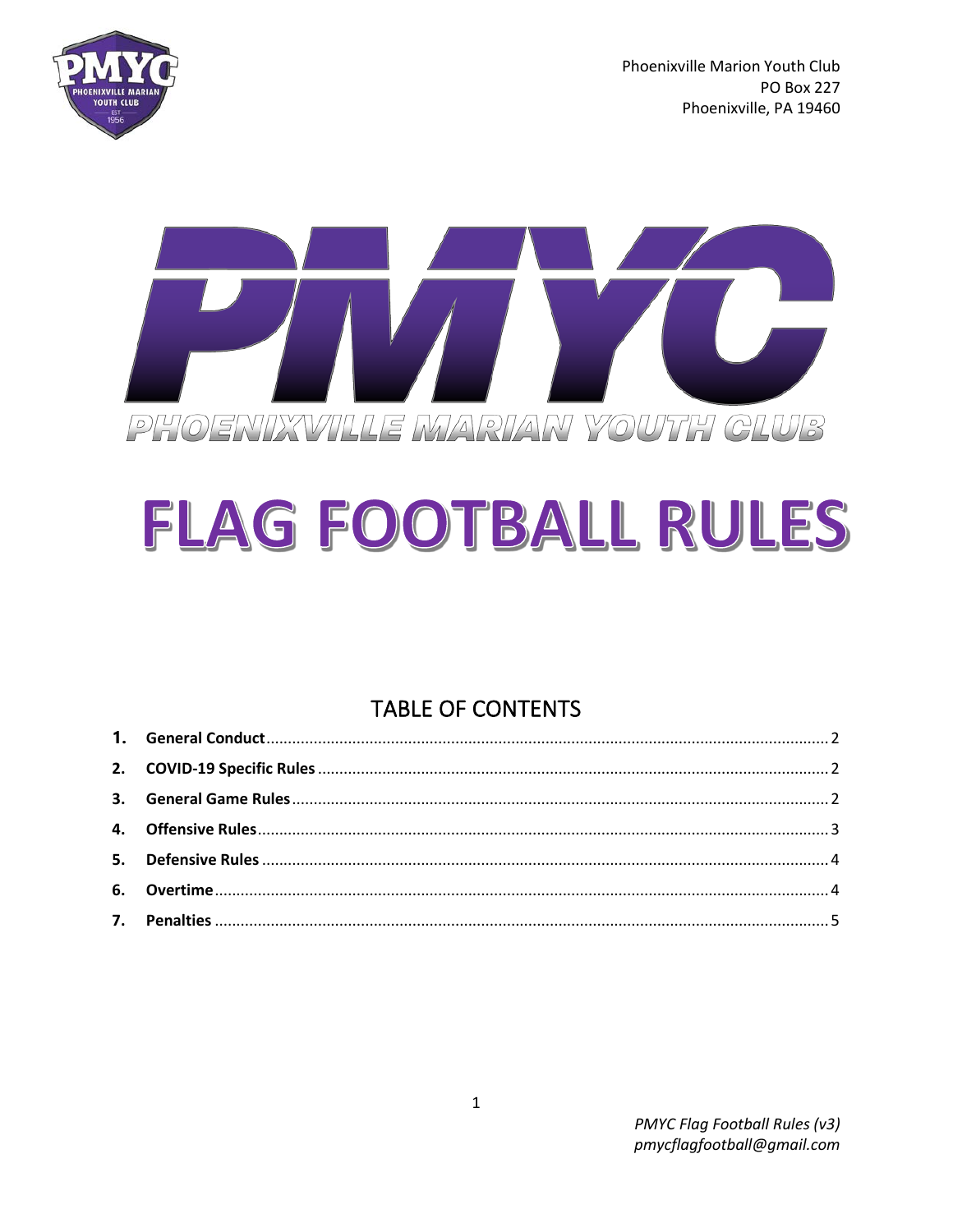Phoenixville Marion Youth Club
PO Box 227
Phoenixville, PA 19460

# PMYC

PHOENIXVILLE MARIAN YOUTH CLUB

# FLAG FOOTBALL RULES

## TABLE OF CONTENTS

1. **General Conduct** ..... 2
2. **COVID-19 Specific Rules** ..... 2
3. **General Game Rules** ..... 2
4. **Offensive Rules** ..... 3
5. **Defensive Rules** ..... 4
6. **Overtime** ..... 4
7. **Penalties** ..... 5

*PMYC Flag Football Rules (v3)*
*pmycflagfootball@gmail.com*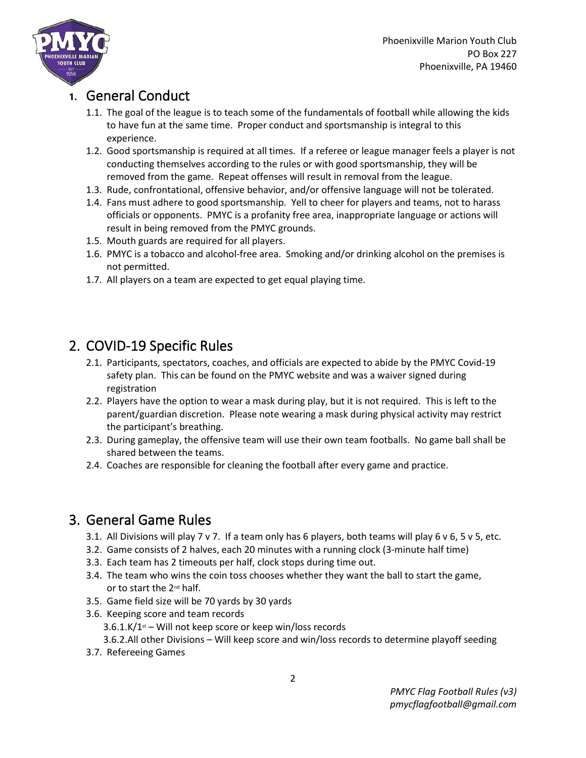Phoenixville Marion Youth Club
PO Box 227
Phoenixville, PA 19460

# 1. General Conduct

- 1.1. The goal of the league is to teach some of the fundamentals of football while allowing the kids to have fun at the same time. Proper conduct and sportsmanship is integral to this experience.
- 1.2. Good sportsmanship is required at all times. If a referee or league manager feels a player is not conducting themselves according to the rules or with good sportsmanship, they will be removed from the game. Repeat offenses will result in removal from the league.
- 1.3. Rude, confrontational, offensive behavior, and/or offensive language will not be tolerated.
- 1.4. Fans must adhere to good sportsmanship. Yell to cheer for players and teams, not to harass officials or opponents. PMYC is a profanity free area, inappropriate language or actions will result in being removed from the PMYC grounds.
- 1.5. Mouth guards are required for all players.
- 1.6. PMYC is a tobacco and alcohol-free area. Smoking and/or drinking alcohol on the premises is not permitted.
- 1.7. All players on a team are expected to get equal playing time.

# 2. COVID-19 Specific Rules

- 2.1. Participants, spectators, coaches, and officials are expected to abide by the PMYC Covid-19 safety plan. This can be found on the PMYC website and was a waiver signed during registration
- 2.2. Players have the option to wear a mask during play, but it is not required. This is left to the parent/guardian discretion. Please note wearing a mask during physical activity may restrict the participant's breathing.
- 2.3. During gameplay, the offensive team will use their own team footballs. No game ball shall be shared between the teams.
- 2.4. Coaches are responsible for cleaning the football after every game and practice.

# 3. General Game Rules

- 3.1. All Divisions will play 7 v 7. If a team only has 6 players, both teams will play 6 v 6, 5 v 5, etc.
- 3.2. Game consists of 2 halves, each 20 minutes with a running clock (3-minute half time)
- 3.3. Each team has 2 timeouts per half, clock stops during time out.
- 3.4. The team who wins the coin toss chooses whether they want the ball to start the game, or to start the 2nd half.
- 3.5. Game field size will be 70 yards by 30 yards
- 3.6. Keeping score and team records
  - 3.6.1. K/1st – Will not keep score or keep win/loss records
  - 3.6.2. All other Divisions – Will keep score and win/loss records to determine playoff seeding
- 3.7. Refereeing Games

*PMYC Flag Football Rules (v3)*
*pmycflagfootball@gmail.com*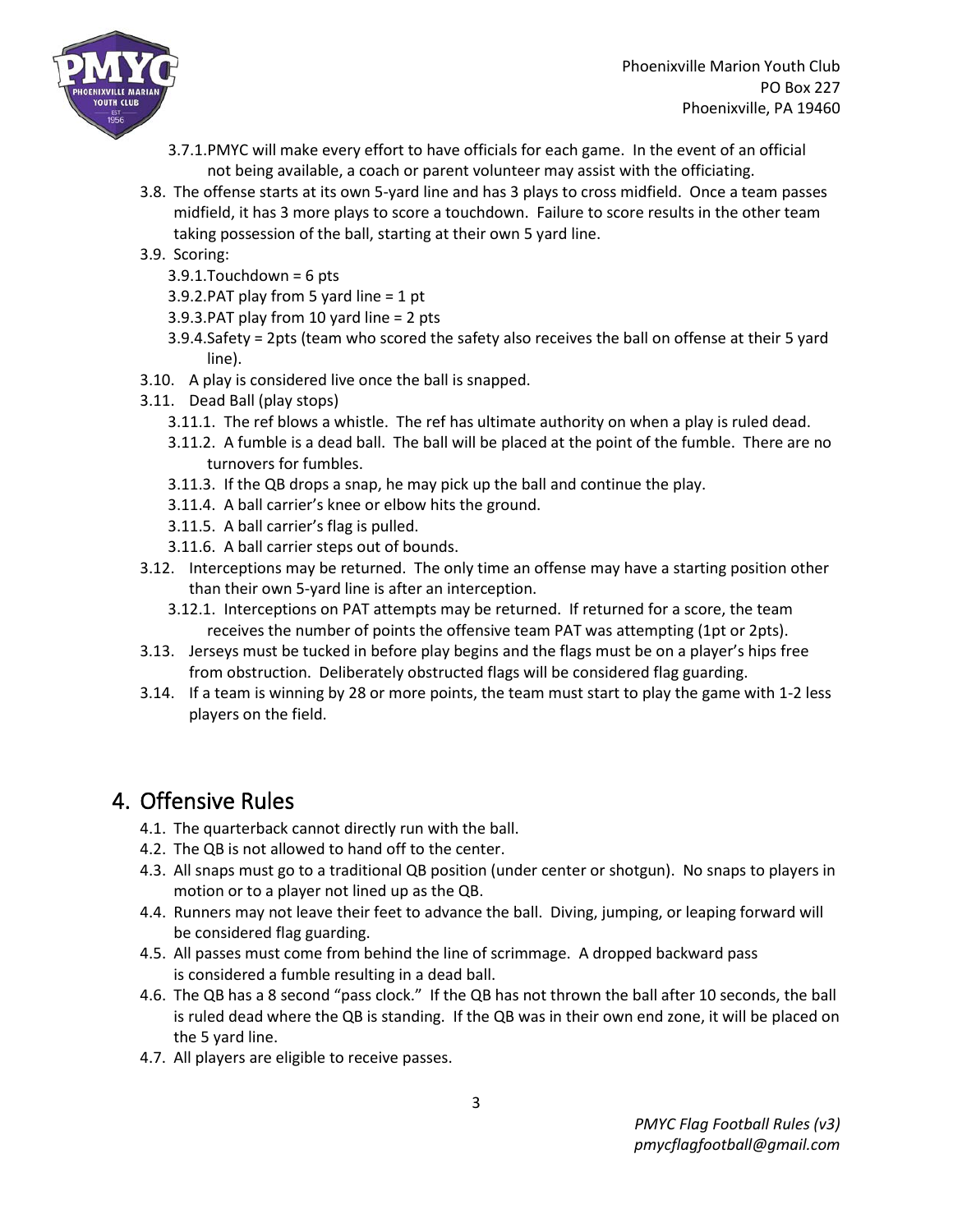- 3.7.1. PMYC will make every effort to have officials for each game. In the event of an official not being available, a coach or parent volunteer may assist with the officiating.
- 3.8. The offense starts at its own 5-yard line and has 3 plays to cross midfield. Once a team passes midfield, it has 3 more plays to score a touchdown. Failure to score results in the other team taking possession of the ball, starting at their own 5 yard line.
- 3.9. Scoring:
  - 3.9.1. Touchdown = 6 pts
  - 3.9.2. PAT play from 5 yard line = 1 pt
  - 3.9.3. PAT play from 10 yard line = 2 pts
  - 3.9.4. Safety = 2pts (team who scored the safety also receives the ball on offense at their 5 yard line).
- 3.10. A play is considered live once the ball is snapped.
- 3.11. Dead Ball (play stops)
  - 3.11.1. The ref blows a whistle. The ref has ultimate authority on when a play is ruled dead.
  - 3.11.2. A fumble is a dead ball. The ball will be placed at the point of the fumble. There are no turnovers for fumbles.
  - 3.11.3. If the QB drops a snap, he may pick up the ball and continue the play.
  - 3.11.4. A ball carrier's knee or elbow hits the ground.
  - 3.11.5. A ball carrier's flag is pulled.
  - 3.11.6. A ball carrier steps out of bounds.
- 3.12. Interceptions may be returned. The only time an offense may have a starting position other than their own 5-yard line is after an interception.
  - 3.12.1. Interceptions on PAT attempts may be returned. If returned for a score, the team receives the number of points the offensive team PAT was attempting (1pt or 2pts).
- 3.13. Jerseys must be tucked in before play begins and the flags must be on a player's hips free from obstruction. Deliberately obstructed flags will be considered flag guarding.
- 3.14. If a team is winning by 28 or more points, the team must start to play the game with 1-2 less players on the field.

# 4. Offensive Rules

- 4.1. The quarterback cannot directly run with the ball.
- 4.2. The QB is not allowed to hand off to the center.
- 4.3. All snaps must go to a traditional QB position (under center or shotgun). No snaps to players in motion or to a player not lined up as the QB.
- 4.4. Runners may not leave their feet to advance the ball. Diving, jumping, or leaping forward will be considered flag guarding.
- 4.5. All passes must come from behind the line of scrimmage. A dropped backward pass is considered a fumble resulting in a dead ball.
- 4.6. The QB has a 8 second "pass clock." If the QB has not thrown the ball after 10 seconds, the ball is ruled dead where the QB is standing. If the QB was in their own end zone, it will be placed on the 5 yard line.
- 4.7. All players are eligible to receive passes.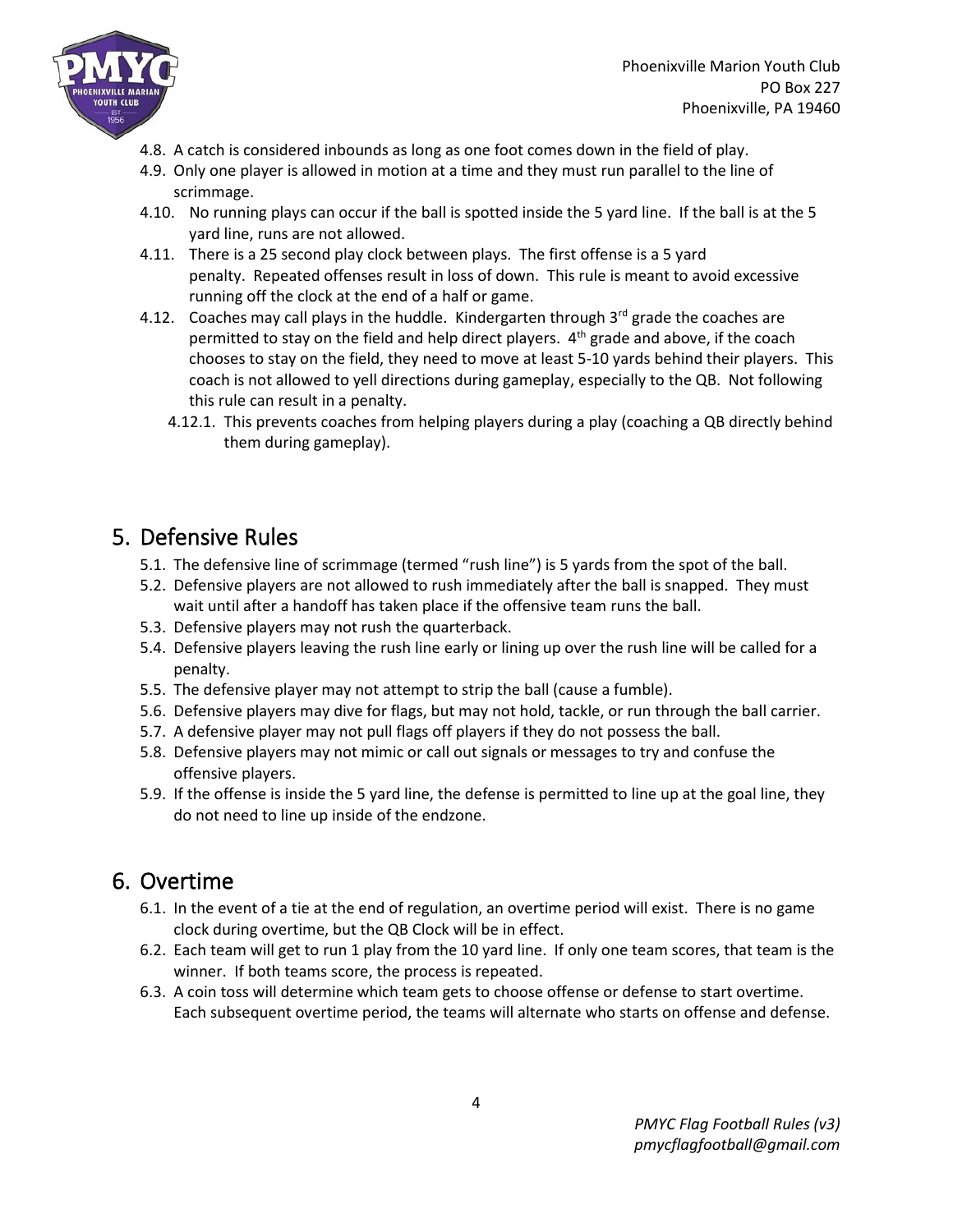4.8. A catch is considered inbounds as long as one foot comes down in the field of play.

4.9. Only one player is allowed in motion at a time and they must run parallel to the line of scrimmage.

4.10. No running plays can occur if the ball is spotted inside the 5 yard line. If the ball is at the 5 yard line, runs are not allowed.

4.11. There is a 25 second play clock between plays. The first offense is a 5 yard penalty. Repeated offenses result in loss of down. This rule is meant to avoid excessive running off the clock at the end of a half or game.

4.12. Coaches may call plays in the huddle. Kindergarten through 3rd grade the coaches are permitted to stay on the field and help direct players. 4th grade and above, if the coach chooses to stay on the field, they need to move at least 5-10 yards behind their players. This coach is not allowed to yell directions during gameplay, especially to the QB. Not following this rule can result in a penalty.

4.12.1. This prevents coaches from helping players during a play (coaching a QB directly behind them during gameplay).

## 5. Defensive Rules

5.1. The defensive line of scrimmage (termed "rush line") is 5 yards from the spot of the ball.

5.2. Defensive players are not allowed to rush immediately after the ball is snapped. They must wait until after a handoff has taken place if the offensive team runs the ball.

5.3. Defensive players may not rush the quarterback.

5.4. Defensive players leaving the rush line early or lining up over the rush line will be called for a penalty.

5.5. The defensive player may not attempt to strip the ball (cause a fumble).

5.6. Defensive players may dive for flags, but may not hold, tackle, or run through the ball carrier.

5.7. A defensive player may not pull flags off players if they do not possess the ball.

5.8. Defensive players may not mimic or call out signals or messages to try and confuse the offensive players.

5.9. If the offense is inside the 5 yard line, the defense is permitted to line up at the goal line, they do not need to line up inside of the endzone.

## 6. Overtime

6.1. In the event of a tie at the end of regulation, an overtime period will exist. There is no game clock during overtime, but the QB Clock will be in effect.

6.2. Each team will get to run 1 play from the 10 yard line. If only one team scores, that team is the winner. If both teams score, the process is repeated.

6.3. A coin toss will determine which team gets to choose offense or defense to start overtime. Each subsequent overtime period, the teams will alternate who starts on offense and defense.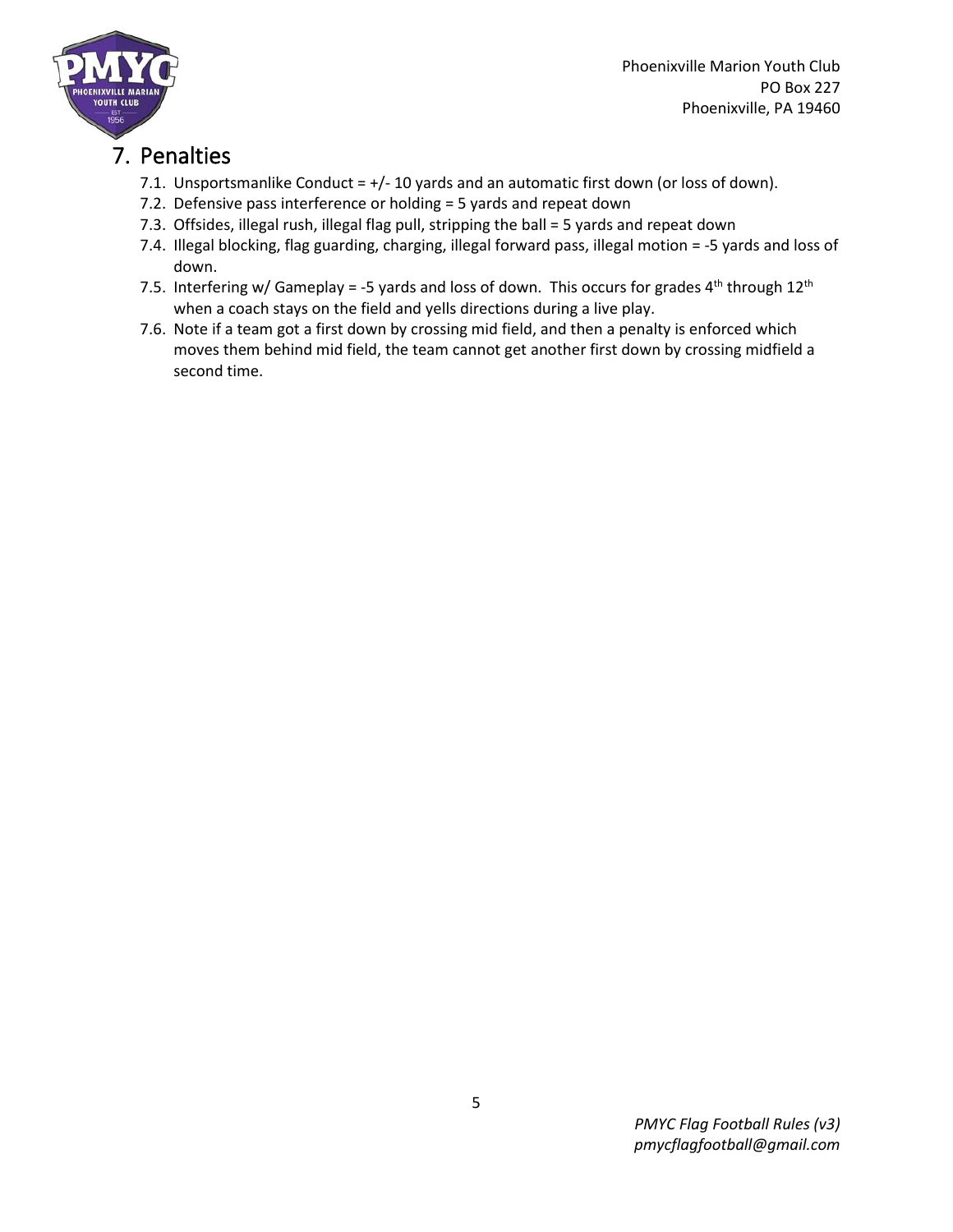## 7. Penalties

- 7.1. Unsportsmanlike Conduct = +/- 10 yards and an automatic first down (or loss of down).
- 7.2. Defensive pass interference or holding = 5 yards and repeat down
- 7.3. Offsides, illegal rush, illegal flag pull, stripping the ball = 5 yards and repeat down
- 7.4. Illegal blocking, flag guarding, charging, illegal forward pass, illegal motion = -5 yards and loss of down.
- 7.5. Interfering w/ Gameplay = -5 yards and loss of down. This occurs for grades 4th through 12th when a coach stays on the field and yells directions during a live play.
- 7.6. Note if a team got a first down by crossing mid field, and then a penalty is enforced which moves them behind mid field, the team cannot get another first down by crossing midfield a second time.